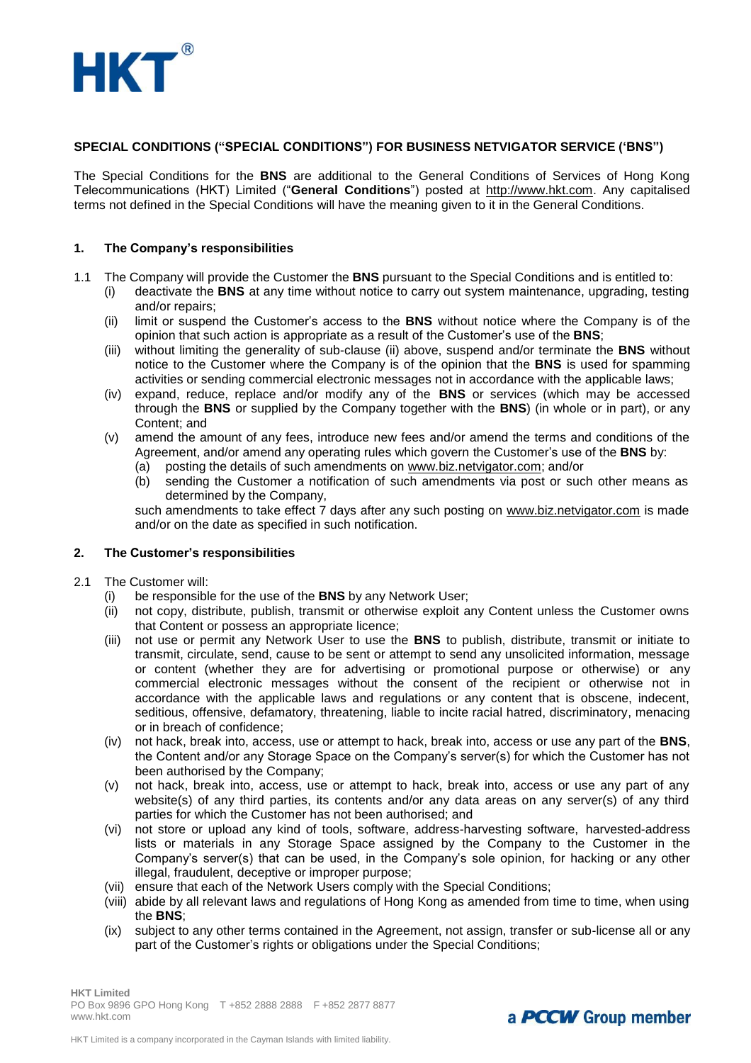## SPECIAL CONDITIONS ("SPECIAL CONDITIONS") FOR BUSINESS NETVIGATOR SERVICE ('BNS")

The Special Conditions for the **BNS** are additional to the General Conditions of Services of Hong Kong Telecommunications (HKT) Limited ("**General Conditions**") posted at http://www.hkt.com. Any capitalised terms not defined in the Special Conditions will have the meaning given to it in the General Conditions.

### 1. The Company's responsibilities

1.1 The Company will provide the Customer the **BNS** pursuant to the Special Conditions and is entitled to:

(i) deactivate the **BNS** at any time without notice to carry out system maintenance, upgrading, testing and/or repairs;

(ii) limit or suspend the Customer's access to the **BNS** without notice where the Company is of the opinion that such action is appropriate as a result of the Customer's use of the **BNS**;

(iii) without limiting the generality of sub-clause (ii) above, suspend and/or terminate the **BNS** without notice to the Customer where the Company is of the opinion that the **BNS** is used for spamming activities or sending commercial electronic messages not in accordance with the applicable laws;

(iv) expand, reduce, replace and/or modify any of the **BNS** or services (which may be accessed through the **BNS** or supplied by the Company together with the **BNS**) (in whole or in part), or any Content; and

(v) amend the amount of any fees, introduce new fees and/or amend the terms and conditions of the Agreement, and/or amend any operating rules which govern the Customer's use of the **BNS** by:

(a) posting the details of such amendments on www.biz.netvigator.com; and/or

(b) sending the Customer a notification of such amendments via post or such other means as determined by the Company,

such amendments to take effect 7 days after any such posting on www.biz.netvigator.com is made and/or on the date as specified in such notification.

### 2. The Customer's responsibilities

2.1 The Customer will:

(i) be responsible for the use of the **BNS** by any Network User;

(ii) not copy, distribute, publish, transmit or otherwise exploit any Content unless the Customer owns that Content or possess an appropriate licence;

(iii) not use or permit any Network User to use the **BNS** to publish, distribute, transmit or initiate to transmit, circulate, send, cause to be sent or attempt to send any unsolicited information, message or content (whether they are for advertising or promotional purpose or otherwise) or any commercial electronic messages without the consent of the recipient or otherwise not in accordance with the applicable laws and regulations or any content that is obscene, indecent, seditious, offensive, defamatory, threatening, liable to incite racial hatred, discriminatory, menacing or in breach of confidence;

(iv) not hack, break into, access, use or attempt to hack, break into, access or use any part of the **BNS**, the Content and/or any Storage Space on the Company's server(s) for which the Customer has not been authorised by the Company;

(v) not hack, break into, access, use or attempt to hack, break into, access or use any part of any website(s) of any third parties, its contents and/or any data areas on any server(s) of any third parties for which the Customer has not been authorised; and

(vi) not store or upload any kind of tools, software, address-harvesting software, harvested-address lists or materials in any Storage Space assigned by the Company to the Customer in the Company's server(s) that can be used, in the Company's sole opinion, for hacking or any other illegal, fraudulent, deceptive or improper purpose;

(vii) ensure that each of the Network Users comply with the Special Conditions;

(viii) abide by all relevant laws and regulations of Hong Kong as amended from time to time, when using the **BNS**;

(ix) subject to any other terms contained in the Agreement, not assign, transfer or sub-license all or any part of the Customer's rights or obligations under the Special Conditions;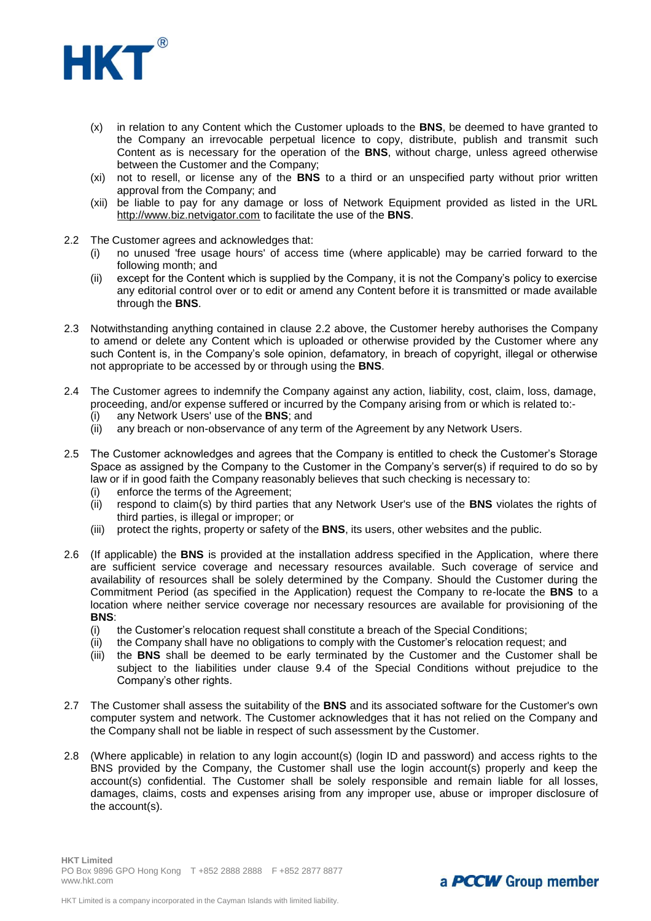(x) in relation to any Content which the Customer uploads to the **BNS**, be deemed to have granted to the Company an irrevocable perpetual licence to copy, distribute, publish and transmit such Content as is necessary for the operation of the **BNS**, without charge, unless agreed otherwise between the Customer and the Company;

(xi) not to resell, or license any of the **BNS** to a third or an unspecified party without prior written approval from the Company; and

(xii) be liable to pay for any damage or loss of Network Equipment provided as listed in the URL http://www.biz.netvigator.com to facilitate the use of the **BNS**.

2.2 The Customer agrees and acknowledges that:

(i) no unused 'free usage hours' of access time (where applicable) may be carried forward to the following month; and

(ii) except for the Content which is supplied by the Company, it is not the Company's policy to exercise any editorial control over or to edit or amend any Content before it is transmitted or made available through the **BNS**.

2.3 Notwithstanding anything contained in clause 2.2 above, the Customer hereby authorises the Company to amend or delete any Content which is uploaded or otherwise provided by the Customer where any such Content is, in the Company's sole opinion, defamatory, in breach of copyright, illegal or otherwise not appropriate to be accessed by or through using the **BNS**.

2.4 The Customer agrees to indemnify the Company against any action, liability, cost, claim, loss, damage, proceeding, and/or expense suffered or incurred by the Company arising from or which is related to:-

(i) any Network Users' use of the **BNS**; and

(ii) any breach or non-observance of any term of the Agreement by any Network Users.

2.5 The Customer acknowledges and agrees that the Company is entitled to check the Customer's Storage Space as assigned by the Company to the Customer in the Company's server(s) if required to do so by law or if in good faith the Company reasonably believes that such checking is necessary to:

(i) enforce the terms of the Agreement;

(ii) respond to claim(s) by third parties that any Network User's use of the **BNS** violates the rights of third parties, is illegal or improper; or

(iii) protect the rights, property or safety of the **BNS**, its users, other websites and the public.

2.6 (If applicable) the **BNS** is provided at the installation address specified in the Application, where there are sufficient service coverage and necessary resources available. Such coverage of service and availability of resources shall be solely determined by the Company. Should the Customer during the Commitment Period (as specified in the Application) request the Company to re-locate the **BNS** to a location where neither service coverage nor necessary resources are available for provisioning of the **BNS**:

(i) the Customer's relocation request shall constitute a breach of the Special Conditions;

(ii) the Company shall have no obligations to comply with the Customer's relocation request; and

(iii) the **BNS** shall be deemed to be early terminated by the Customer and the Customer shall be subject to the liabilities under clause 9.4 of the Special Conditions without prejudice to the Company's other rights.

2.7 The Customer shall assess the suitability of the **BNS** and its associated software for the Customer's own computer system and network. The Customer acknowledges that it has not relied on the Company and the Company shall not be liable in respect of such assessment by the Customer.

2.8 (Where applicable) in relation to any login account(s) (login ID and password) and access rights to the BNS provided by the Company, the Customer shall use the login account(s) properly and keep the account(s) confidential. The Customer shall be solely responsible and remain liable for all losses, damages, claims, costs and expenses arising from any improper use, abuse or improper disclosure of the account(s).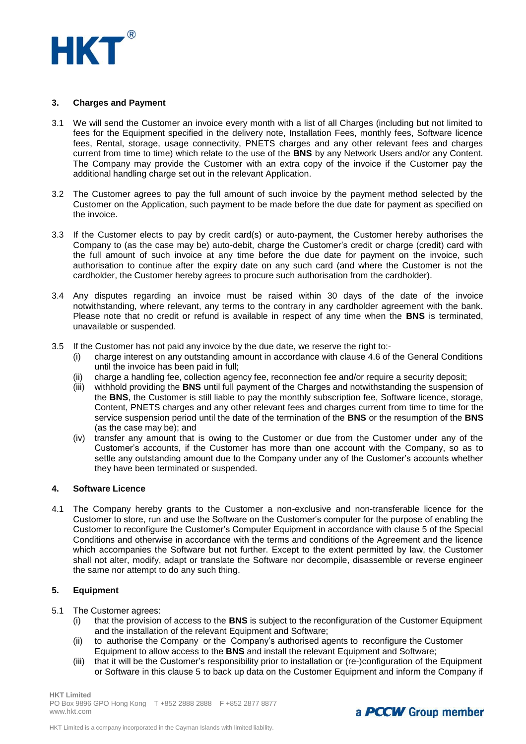## 3. Charges and Payment

3.1 We will send the Customer an invoice every month with a list of all Charges (including but not limited to fees for the Equipment specified in the delivery note, Installation Fees, monthly fees, Software licence fees, Rental, storage, usage connectivity, PNETS charges and any other relevant fees and charges current from time to time) which relate to the use of the **BNS** by any Network Users and/or any Content. The Company may provide the Customer with an extra copy of the invoice if the Customer pay the additional handling charge set out in the relevant Application.

3.2 The Customer agrees to pay the full amount of such invoice by the payment method selected by the Customer on the Application, such payment to be made before the due date for payment as specified on the invoice.

3.3 If the Customer elects to pay by credit card(s) or auto-payment, the Customer hereby authorises the Company to (as the case may be) auto-debit, charge the Customer's credit or charge (credit) card with the full amount of such invoice at any time before the due date for payment on the invoice, such authorisation to continue after the expiry date on any such card (and where the Customer is not the cardholder, the Customer hereby agrees to procure such authorisation from the cardholder).

3.4 Any disputes regarding an invoice must be raised within 30 days of the date of the invoice notwithstanding, where relevant, any terms to the contrary in any cardholder agreement with the bank. Please note that no credit or refund is available in respect of any time when the **BNS** is terminated, unavailable or suspended.

3.5 If the Customer has not paid any invoice by the due date, we reserve the right to:-

(i) charge interest on any outstanding amount in accordance with clause 4.6 of the General Conditions until the invoice has been paid in full;

(ii) charge a handling fee, collection agency fee, reconnection fee and/or require a security deposit;

(iii) withhold providing the **BNS** until full payment of the Charges and notwithstanding the suspension of the **BNS**, the Customer is still liable to pay the monthly subscription fee, Software licence, storage, Content, PNETS charges and any other relevant fees and charges current from time to time for the service suspension period until the date of the termination of the **BNS** or the resumption of the **BNS** (as the case may be); and

(iv) transfer any amount that is owing to the Customer or due from the Customer under any of the Customer's accounts, if the Customer has more than one account with the Company, so as to settle any outstanding amount due to the Company under any of the Customer's accounts whether they have been terminated or suspended.

## 4. Software Licence

4.1 The Company hereby grants to the Customer a non-exclusive and non-transferable licence for the Customer to store, run and use the Software on the Customer's computer for the purpose of enabling the Customer to reconfigure the Customer's Computer Equipment in accordance with clause 5 of the Special Conditions and otherwise in accordance with the terms and conditions of the Agreement and the licence which accompanies the Software but not further. Except to the extent permitted by law, the Customer shall not alter, modify, adapt or translate the Software nor decompile, disassemble or reverse engineer the same nor attempt to do any such thing.

## 5. Equipment

5.1 The Customer agrees:

(i) that the provision of access to the **BNS** is subject to the reconfiguration of the Customer Equipment and the installation of the relevant Equipment and Software;

(ii) to authorise the Company or the Company's authorised agents to reconfigure the Customer Equipment to allow access to the **BNS** and install the relevant Equipment and Software;

(iii) that it will be the Customer's responsibility prior to installation or (re-)configuration of the Equipment or Software in this clause 5 to back up data on the Customer Equipment and inform the Company if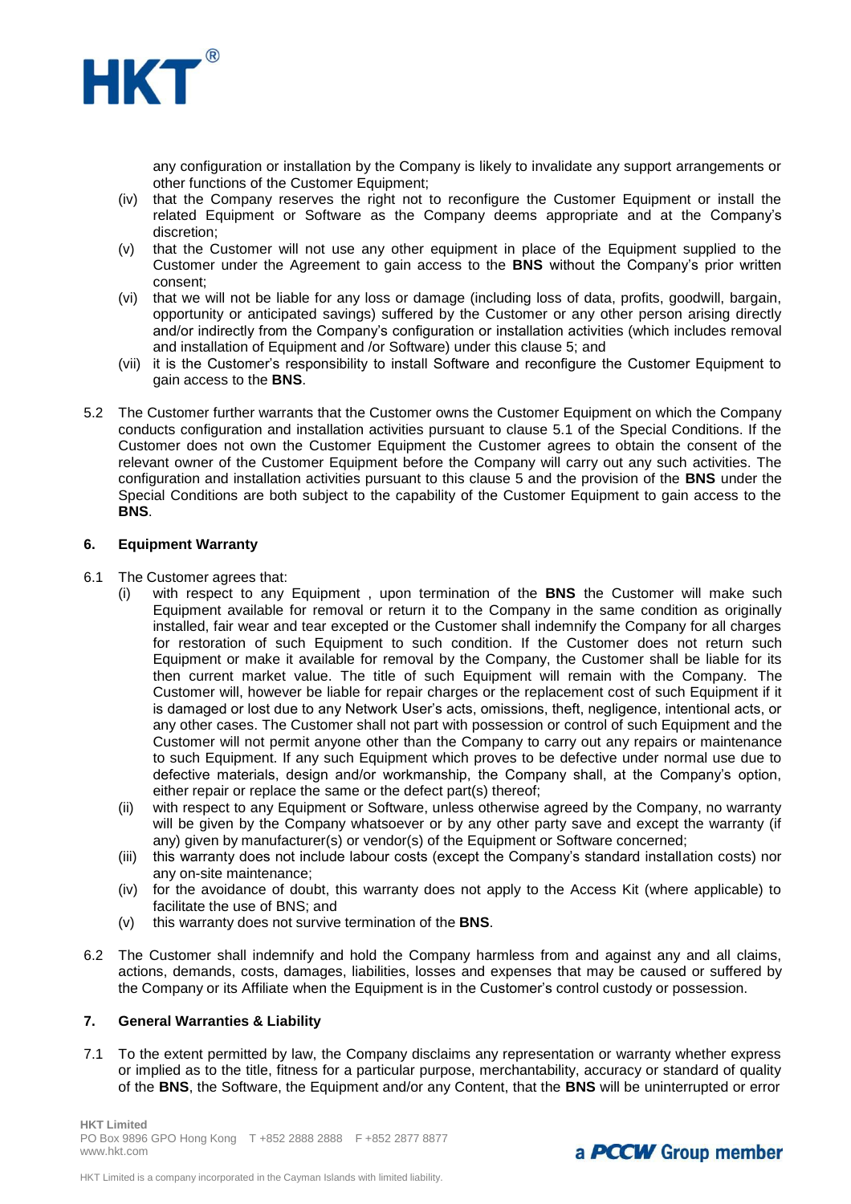any configuration or installation by the Company is likely to invalidate any support arrangements or other functions of the Customer Equipment;

(iv) that the Company reserves the right not to reconfigure the Customer Equipment or install the related Equipment or Software as the Company deems appropriate and at the Company's discretion;

(v) that the Customer will not use any other equipment in place of the Equipment supplied to the Customer under the Agreement to gain access to the **BNS** without the Company's prior written consent;

(vi) that we will not be liable for any loss or damage (including loss of data, profits, goodwill, bargain, opportunity or anticipated savings) suffered by the Customer or any other person arising directly and/or indirectly from the Company's configuration or installation activities (which includes removal and installation of Equipment and /or Software) under this clause 5; and

(vii) it is the Customer's responsibility to install Software and reconfigure the Customer Equipment to gain access to the **BNS**.

5.2 The Customer further warrants that the Customer owns the Customer Equipment on which the Company conducts configuration and installation activities pursuant to clause 5.1 of the Special Conditions. If the Customer does not own the Customer Equipment the Customer agrees to obtain the consent of the relevant owner of the Customer Equipment before the Company will carry out any such activities. The configuration and installation activities pursuant to this clause 5 and the provision of the **BNS** under the Special Conditions are both subject to the capability of the Customer Equipment to gain access to the **BNS**.

## 6. Equipment Warranty

6.1 The Customer agrees that:

(i) with respect to any Equipment , upon termination of the **BNS** the Customer will make such Equipment available for removal or return it to the Company in the same condition as originally installed, fair wear and tear excepted or the Customer shall indemnify the Company for all charges for restoration of such Equipment to such condition. If the Customer does not return such Equipment or make it available for removal by the Company, the Customer shall be liable for its then current market value. The title of such Equipment will remain with the Company. The Customer will, however be liable for repair charges or the replacement cost of such Equipment if it is damaged or lost due to any Network User's acts, omissions, theft, negligence, intentional acts, or any other cases. The Customer shall not part with possession or control of such Equipment and the Customer will not permit anyone other than the Company to carry out any repairs or maintenance to such Equipment. If any such Equipment which proves to be defective under normal use due to defective materials, design and/or workmanship, the Company shall, at the Company's option, either repair or replace the same or the defect part(s) thereof;

(ii) with respect to any Equipment or Software, unless otherwise agreed by the Company, no warranty will be given by the Company whatsoever or by any other party save and except the warranty (if any) given by manufacturer(s) or vendor(s) of the Equipment or Software concerned;

(iii) this warranty does not include labour costs (except the Company's standard installation costs) nor any on-site maintenance;

(iv) for the avoidance of doubt, this warranty does not apply to the Access Kit (where applicable) to facilitate the use of BNS; and

(v) this warranty does not survive termination of the **BNS**.

6.2 The Customer shall indemnify and hold the Company harmless from and against any and all claims, actions, demands, costs, damages, liabilities, losses and expenses that may be caused or suffered by the Company or its Affiliate when the Equipment is in the Customer's control custody or possession.

## 7. General Warranties & Liability

7.1 To the extent permitted by law, the Company disclaims any representation or warranty whether express or implied as to the title, fitness for a particular purpose, merchantability, accuracy or standard of quality of the **BNS**, the Software, the Equipment and/or any Content, that the **BNS** will be uninterrupted or error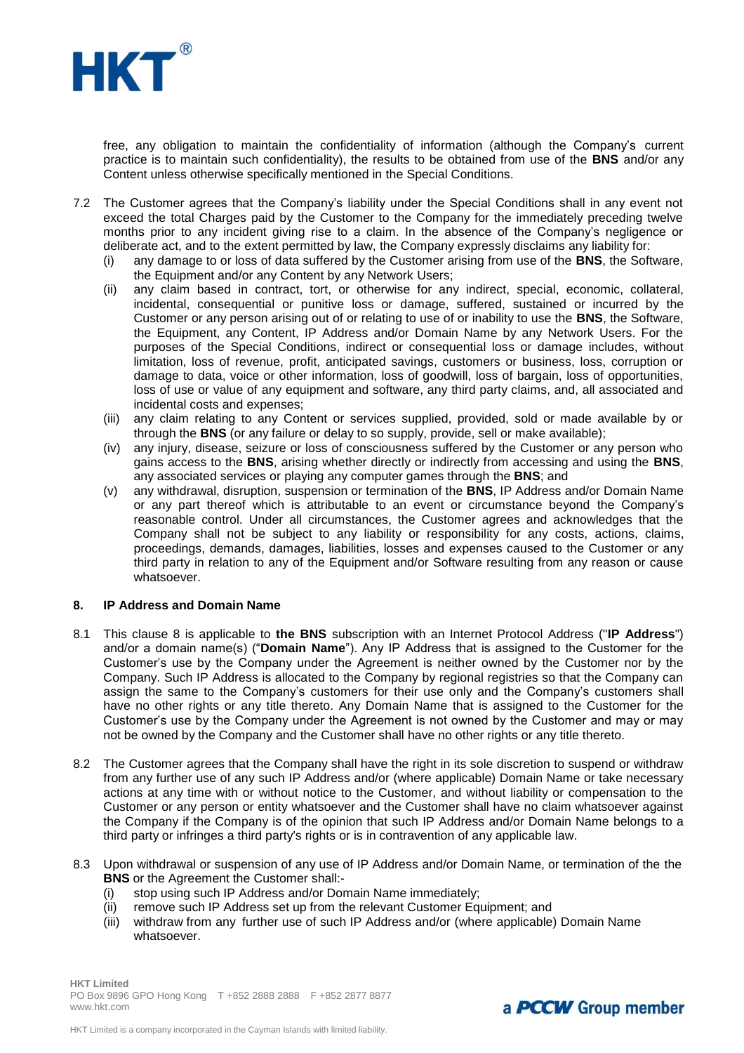free, any obligation to maintain the confidentiality of information (although the Company's current practice is to maintain such confidentiality), the results to be obtained from use of the **BNS** and/or any Content unless otherwise specifically mentioned in the Special Conditions.

7.2 The Customer agrees that the Company's liability under the Special Conditions shall in any event not exceed the total Charges paid by the Customer to the Company for the immediately preceding twelve months prior to any incident giving rise to a claim. In the absence of the Company's negligence or deliberate act, and to the extent permitted by law, the Company expressly disclaims any liability for:

(i) any damage to or loss of data suffered by the Customer arising from use of the **BNS**, the Software, the Equipment and/or any Content by any Network Users;

(ii) any claim based in contract, tort, or otherwise for any indirect, special, economic, collateral, incidental, consequential or punitive loss or damage, suffered, sustained or incurred by the Customer or any person arising out of or relating to use of or inability to use the **BNS**, the Software, the Equipment, any Content, IP Address and/or Domain Name by any Network Users. For the purposes of the Special Conditions, indirect or consequential loss or damage includes, without limitation, loss of revenue, profit, anticipated savings, customers or business, loss, corruption or damage to data, voice or other information, loss of goodwill, loss of bargain, loss of opportunities, loss of use or value of any equipment and software, any third party claims, and, all associated and incidental costs and expenses;

(iii) any claim relating to any Content or services supplied, provided, sold or made available by or through the **BNS** (or any failure or delay to so supply, provide, sell or make available);

(iv) any injury, disease, seizure or loss of consciousness suffered by the Customer or any person who gains access to the **BNS**, arising whether directly or indirectly from accessing and using the **BNS**, any associated services or playing any computer games through the **BNS**; and

(v) any withdrawal, disruption, suspension or termination of the **BNS**, IP Address and/or Domain Name or any part thereof which is attributable to an event or circumstance beyond the Company's reasonable control. Under all circumstances, the Customer agrees and acknowledges that the Company shall not be subject to any liability or responsibility for any costs, actions, claims, proceedings, demands, damages, liabilities, losses and expenses caused to the Customer or any third party in relation to any of the Equipment and/or Software resulting from any reason or cause whatsoever.

## 8. IP Address and Domain Name

8.1 This clause 8 is applicable to **the BNS** subscription with an Internet Protocol Address ("**IP Address**") and/or a domain name(s) ("**Domain Name**"). Any IP Address that is assigned to the Customer for the Customer's use by the Company under the Agreement is neither owned by the Customer nor by the Company. Such IP Address is allocated to the Company by regional registries so that the Company can assign the same to the Company's customers for their use only and the Company's customers shall have no other rights or any title thereto. Any Domain Name that is assigned to the Customer for the Customer's use by the Company under the Agreement is not owned by the Customer and may or may not be owned by the Company and the Customer shall have no other rights or any title thereto.

8.2 The Customer agrees that the Company shall have the right in its sole discretion to suspend or withdraw from any further use of any such IP Address and/or (where applicable) Domain Name or take necessary actions at any time with or without notice to the Customer, and without liability or compensation to the Customer or any person or entity whatsoever and the Customer shall have no claim whatsoever against the Company if the Company is of the opinion that such IP Address and/or Domain Name belongs to a third party or infringes a third party's rights or is in contravention of any applicable law.

8.3 Upon withdrawal or suspension of any use of IP Address and/or Domain Name, or termination of the the **BNS** or the Agreement the Customer shall:-

(i) stop using such IP Address and/or Domain Name immediately;

(ii) remove such IP Address set up from the relevant Customer Equipment; and

(iii) withdraw from any further use of such IP Address and/or (where applicable) Domain Name whatsoever.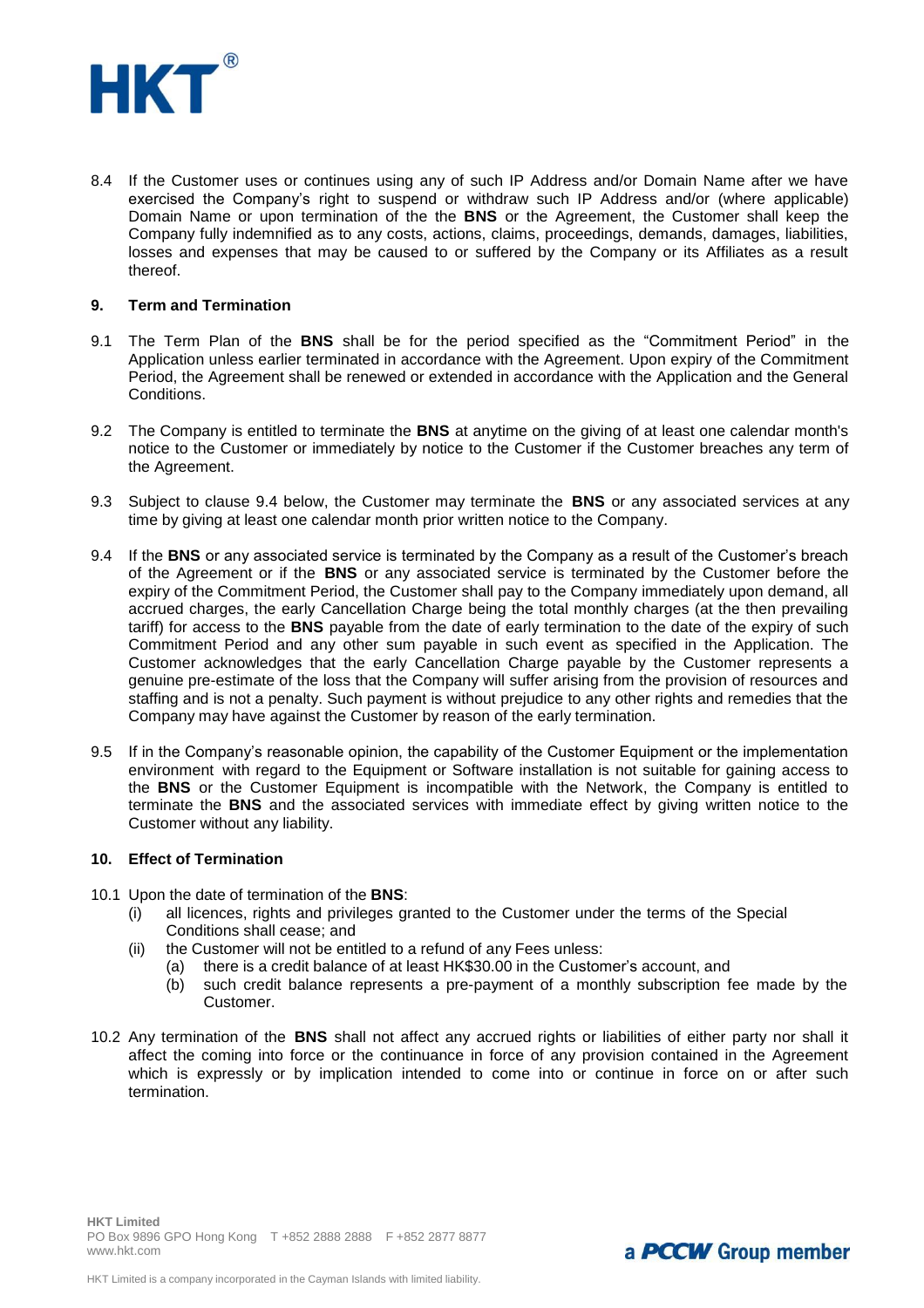8.4 If the Customer uses or continues using any of such IP Address and/or Domain Name after we have exercised the Company's right to suspend or withdraw such IP Address and/or (where applicable) Domain Name or upon termination of the the **BNS** or the Agreement, the Customer shall keep the Company fully indemnified as to any costs, actions, claims, proceedings, demands, damages, liabilities, losses and expenses that may be caused to or suffered by the Company or its Affiliates as a result thereof.

## 9. Term and Termination

9.1 The Term Plan of the **BNS** shall be for the period specified as the "Commitment Period" in the Application unless earlier terminated in accordance with the Agreement. Upon expiry of the Commitment Period, the Agreement shall be renewed or extended in accordance with the Application and the General Conditions.

9.2 The Company is entitled to terminate the **BNS** at anytime on the giving of at least one calendar month's notice to the Customer or immediately by notice to the Customer if the Customer breaches any term of the Agreement.

9.3 Subject to clause 9.4 below, the Customer may terminate the **BNS** or any associated services at any time by giving at least one calendar month prior written notice to the Company.

9.4 If the **BNS** or any associated service is terminated by the Company as a result of the Customer's breach of the Agreement or if the **BNS** or any associated service is terminated by the Customer before the expiry of the Commitment Period, the Customer shall pay to the Company immediately upon demand, all accrued charges, the early Cancellation Charge being the total monthly charges (at the then prevailing tariff) for access to the **BNS** payable from the date of early termination to the date of the expiry of such Commitment Period and any other sum payable in such event as specified in the Application. The Customer acknowledges that the early Cancellation Charge payable by the Customer represents a genuine pre-estimate of the loss that the Company will suffer arising from the provision of resources and staffing and is not a penalty. Such payment is without prejudice to any other rights and remedies that the Company may have against the Customer by reason of the early termination.

9.5 If in the Company's reasonable opinion, the capability of the Customer Equipment or the implementation environment with regard to the Equipment or Software installation is not suitable for gaining access to the **BNS** or the Customer Equipment is incompatible with the Network, the Company is entitled to terminate the **BNS** and the associated services with immediate effect by giving written notice to the Customer without any liability.

## 10. Effect of Termination

10.1 Upon the date of termination of the **BNS**:

- (i) all licences, rights and privileges granted to the Customer under the terms of the Special Conditions shall cease; and
- (ii) the Customer will not be entitled to a refund of any Fees unless:
  - (a) there is a credit balance of at least HK$30.00 in the Customer's account, and
  - (b) such credit balance represents a pre-payment of a monthly subscription fee made by the Customer.

10.2 Any termination of the **BNS** shall not affect any accrued rights or liabilities of either party nor shall it affect the coming into force or the continuance in force of any provision contained in the Agreement which is expressly or by implication intended to come into or continue in force on or after such termination.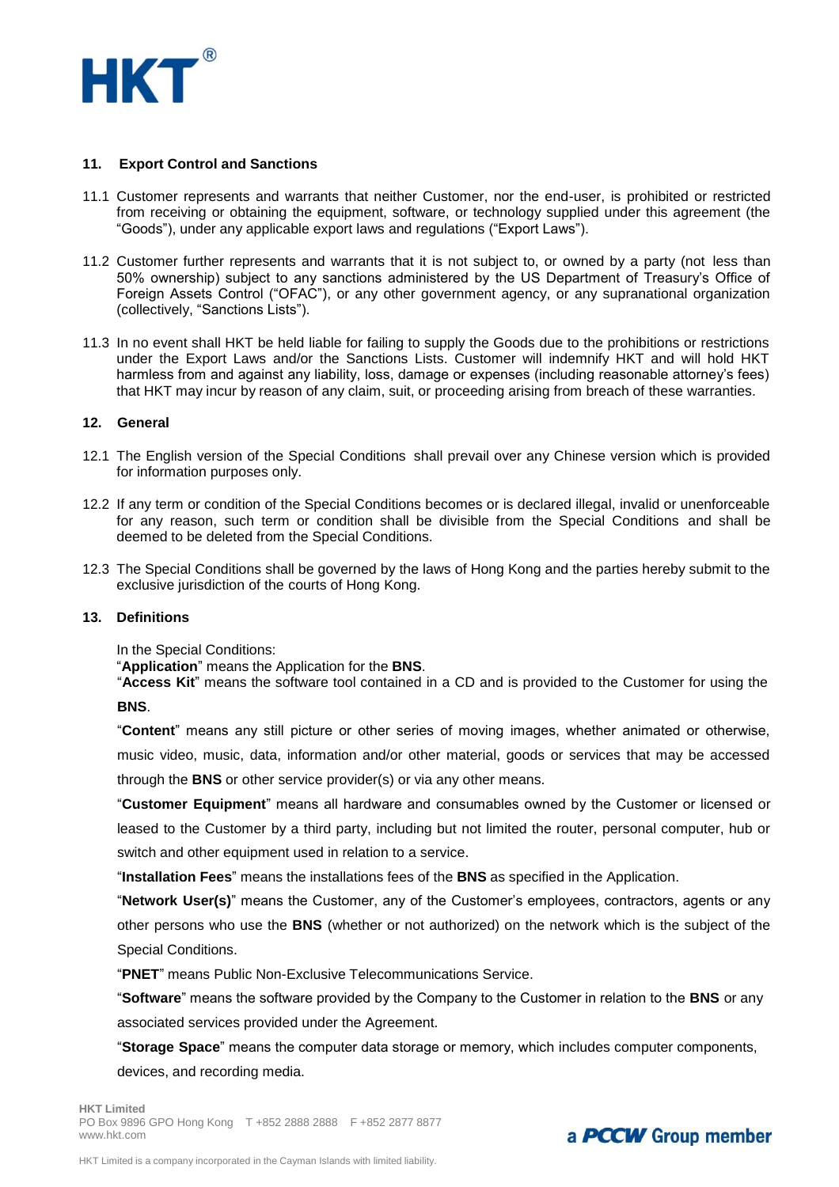## 11. Export Control and Sanctions

11.1 Customer represents and warrants that neither Customer, nor the end-user, is prohibited or restricted from receiving or obtaining the equipment, software, or technology supplied under this agreement (the "Goods"), under any applicable export laws and regulations ("Export Laws").

11.2 Customer further represents and warrants that it is not subject to, or owned by a party (not less than 50% ownership) subject to any sanctions administered by the US Department of Treasury's Office of Foreign Assets Control ("OFAC"), or any other government agency, or any supranational organization (collectively, "Sanctions Lists").

11.3 In no event shall HKT be held liable for failing to supply the Goods due to the prohibitions or restrictions under the Export Laws and/or the Sanctions Lists. Customer will indemnify HKT and will hold HKT harmless from and against any liability, loss, damage or expenses (including reasonable attorney's fees) that HKT may incur by reason of any claim, suit, or proceeding arising from breach of these warranties.

## 12. General

12.1 The English version of the Special Conditions shall prevail over any Chinese version which is provided for information purposes only.

12.2 If any term or condition of the Special Conditions becomes or is declared illegal, invalid or unenforceable for any reason, such term or condition shall be divisible from the Special Conditions and shall be deemed to be deleted from the Special Conditions.

12.3 The Special Conditions shall be governed by the laws of Hong Kong and the parties hereby submit to the exclusive jurisdiction of the courts of Hong Kong.

## 13. Definitions

In the Special Conditions:

"**Application**" means the Application for the **BNS**.

"**Access Kit**" means the software tool contained in a CD and is provided to the Customer for using the **BNS**.

"**Content**" means any still picture or other series of moving images, whether animated or otherwise, music video, music, data, information and/or other material, goods or services that may be accessed through the **BNS** or other service provider(s) or via any other means.

"**Customer Equipment**" means all hardware and consumables owned by the Customer or licensed or leased to the Customer by a third party, including but not limited the router, personal computer, hub or switch and other equipment used in relation to a service.

"**Installation Fees**" means the installations fees of the **BNS** as specified in the Application.

"**Network User(s)**" means the Customer, any of the Customer's employees, contractors, agents or any other persons who use the **BNS** (whether or not authorized) on the network which is the subject of the Special Conditions.

"**PNET**" means Public Non-Exclusive Telecommunications Service.

"**Software**" means the software provided by the Company to the Customer in relation to the **BNS** or any associated services provided under the Agreement.

"**Storage Space**" means the computer data storage or memory, which includes computer components, devices, and recording media.